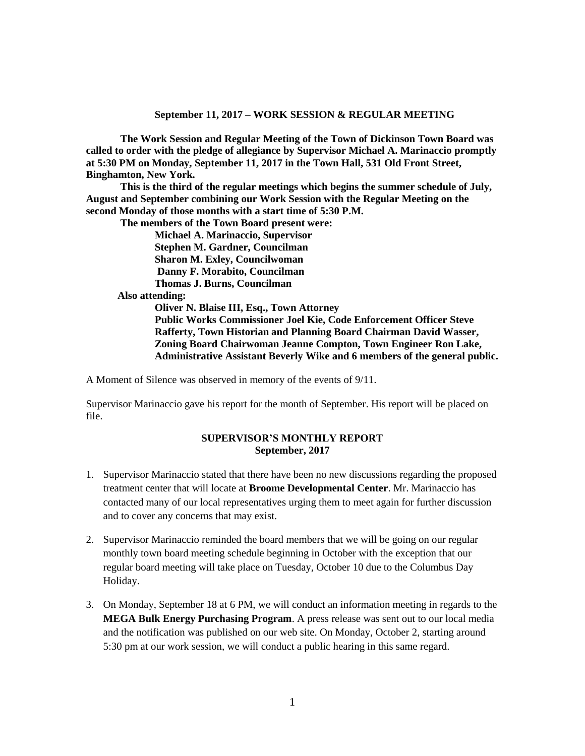**September 11, 2017 – WORK SESSION & REGULAR MEETING**

**The Work Session and Regular Meeting of the Town of Dickinson Town Board was called to order with the pledge of allegiance by Supervisor Michael A. Marinaccio promptly at 5:30 PM on Monday, September 11, 2017 in the Town Hall, 531 Old Front Street, Binghamton, New York.**

**This is the third of the regular meetings which begins the summer schedule of July, August and September combining our Work Session with the Regular Meeting on the second Monday of those months with a start time of 5:30 P.M.**

**The members of the Town Board present were:**

**Michael A. Marinaccio, Supervisor**
**Stephen M. Gardner, Councilman**
**Sharon M. Exley, Councilwoman**
**Danny F. Morabito, Councilman**
**Thomas J. Burns, Councilman**

**Also attending:**

**Oliver N. Blaise III, Esq., Town Attorney**
**Public Works Commissioner Joel Kie, Code Enforcement Officer Steve Rafferty, Town Historian and Planning Board Chairman David Wasser, Zoning Board Chairwoman Jeanne Compton, Town Engineer Ron Lake, Administrative Assistant Beverly Wike and 6 members of the general public.**

A Moment of Silence was observed in memory of the events of 9/11.

Supervisor Marinaccio gave his report for the month of September. His report will be placed on file.

**SUPERVISOR'S MONTHLY REPORT**
**September, 2017**

1. Supervisor Marinaccio stated that there have been no new discussions regarding the proposed treatment center that will locate at **Broome Developmental Center**. Mr. Marinaccio has contacted many of our local representatives urging them to meet again for further discussion and to cover any concerns that may exist.

2. Supervisor Marinaccio reminded the board members that we will be going on our regular monthly town board meeting schedule beginning in October with the exception that our regular board meeting will take place on Tuesday, October 10 due to the Columbus Day Holiday.

3. On Monday, September 18 at 6 PM, we will conduct an information meeting in regards to the **MEGA Bulk Energy Purchasing Program**. A press release was sent out to our local media and the notification was published on our web site. On Monday, October 2, starting around 5:30 pm at our work session, we will conduct a public hearing in this same regard.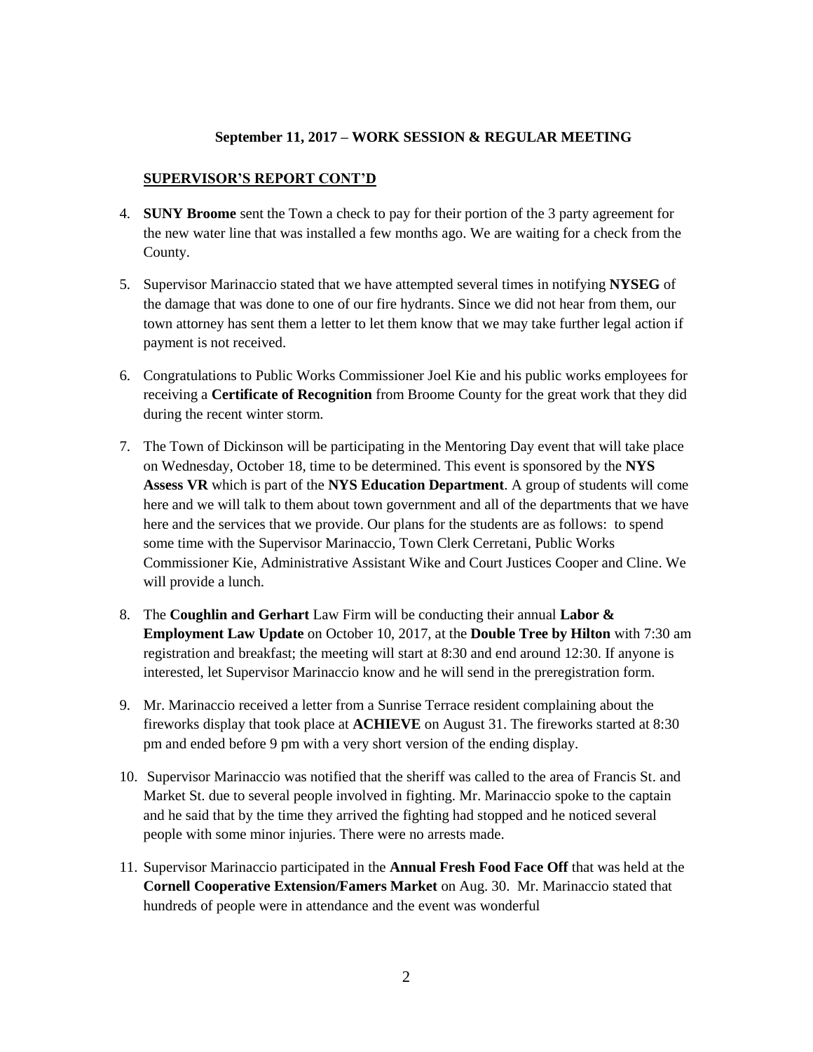**September 11, 2017 – WORK SESSION & REGULAR MEETING**

**SUPERVISOR'S REPORT CONT'D**

4. **SUNY Broome** sent the Town a check to pay for their portion of the 3 party agreement for the new water line that was installed a few months ago. We are waiting for a check from the County.

5. Supervisor Marinaccio stated that we have attempted several times in notifying **NYSEG** of the damage that was done to one of our fire hydrants. Since we did not hear from them, our town attorney has sent them a letter to let them know that we may take further legal action if payment is not received.

6. Congratulations to Public Works Commissioner Joel Kie and his public works employees for receiving a **Certificate of Recognition** from Broome County for the great work that they did during the recent winter storm.

7. The Town of Dickinson will be participating in the Mentoring Day event that will take place on Wednesday, October 18, time to be determined. This event is sponsored by the **NYS Assess VR** which is part of the **NYS Education Department**. A group of students will come here and we will talk to them about town government and all of the departments that we have here and the services that we provide. Our plans for the students are as follows: to spend some time with the Supervisor Marinaccio, Town Clerk Cerretani, Public Works Commissioner Kie, Administrative Assistant Wike and Court Justices Cooper and Cline. We will provide a lunch.

8. The **Coughlin and Gerhart** Law Firm will be conducting their annual **Labor & Employment Law Update** on October 10, 2017, at the **Double Tree by Hilton** with 7:30 am registration and breakfast; the meeting will start at 8:30 and end around 12:30. If anyone is interested, let Supervisor Marinaccio know and he will send in the preregistration form.

9. Mr. Marinaccio received a letter from a Sunrise Terrace resident complaining about the fireworks display that took place at **ACHIEVE** on August 31. The fireworks started at 8:30 pm and ended before 9 pm with a very short version of the ending display.

10. Supervisor Marinaccio was notified that the sheriff was called to the area of Francis St. and Market St. due to several people involved in fighting. Mr. Marinaccio spoke to the captain and he said that by the time they arrived the fighting had stopped and he noticed several people with some minor injuries. There were no arrests made.

11. Supervisor Marinaccio participated in the **Annual Fresh Food Face Off** that was held at the **Cornell Cooperative Extension/Famers Market** on Aug. 30. Mr. Marinaccio stated that hundreds of people were in attendance and the event was wonderful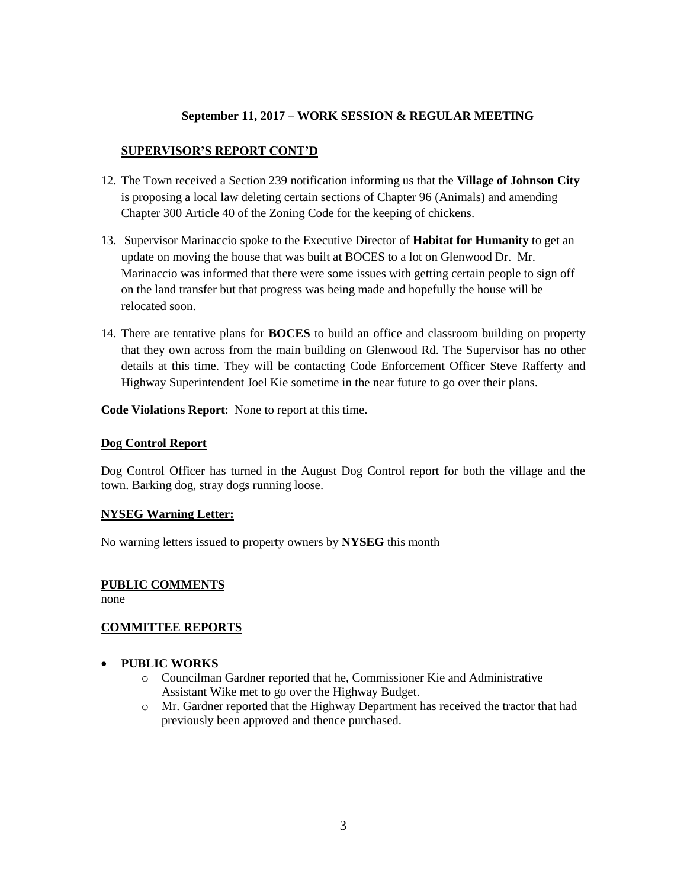**September 11, 2017 – WORK SESSION & REGULAR MEETING**

**SUPERVISOR'S REPORT CONT'D**

12. The Town received a Section 239 notification informing us that the **Village of Johnson City** is proposing a local law deleting certain sections of Chapter 96 (Animals) and amending Chapter 300 Article 40 of the Zoning Code for the keeping of chickens.

13. Supervisor Marinaccio spoke to the Executive Director of **Habitat for Humanity** to get an update on moving the house that was built at BOCES to a lot on Glenwood Dr. Mr. Marinaccio was informed that there were some issues with getting certain people to sign off on the land transfer but that progress was being made and hopefully the house will be relocated soon.

14. There are tentative plans for **BOCES** to build an office and classroom building on property that they own across from the main building on Glenwood Rd. The Supervisor has no other details at this time. They will be contacting Code Enforcement Officer Steve Rafferty and Highway Superintendent Joel Kie sometime in the near future to go over their plans.

**Code Violations Report**: None to report at this time.

**Dog Control Report**

Dog Control Officer has turned in the August Dog Control report for both the village and the town. Barking dog, stray dogs running loose.

**NYSEG Warning Letter:**

No warning letters issued to property owners by **NYSEG** this month

**PUBLIC COMMENTS**

none

**COMMITTEE REPORTS**

- **PUBLIC WORKS**
  - Councilman Gardner reported that he, Commissioner Kie and Administrative Assistant Wike met to go over the Highway Budget.
  - Mr. Gardner reported that the Highway Department has received the tractor that had previously been approved and thence purchased.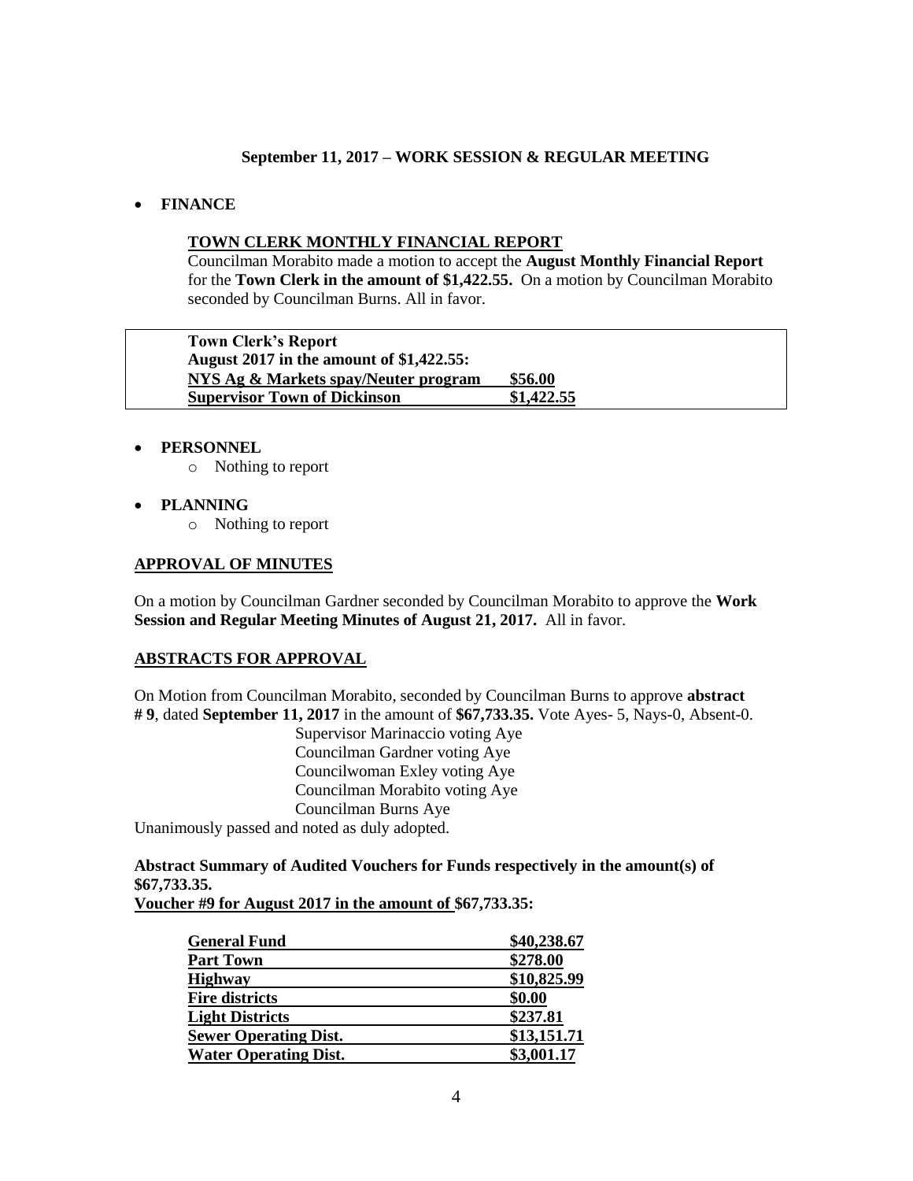**September 11, 2017 – WORK SESSION & REGULAR MEETING**

- **FINANCE**

  **TOWN CLERK MONTHLY FINANCIAL REPORT**

  Councilman Morabito made a motion to accept the **August Monthly Financial Report** for the **Town Clerk in the amount of $1,422.55.** On a motion by Councilman Morabito seconded by Councilman Burns. All in favor.

| **Town Clerk's Report** | |
|---|---|
| **August 2017 in the amount of $1,422.55:** | |
| **NYS Ag & Markets spay/Neuter program** | **$56.00** |
| **Supervisor Town of Dickinson** | **$1,422.55** |

- **PERSONNEL**
  - Nothing to report

- **PLANNING**
  - Nothing to report

**APPROVAL OF MINUTES**

On a motion by Councilman Gardner seconded by Councilman Morabito to approve the **Work Session and Regular Meeting Minutes of August 21, 2017.** All in favor.

**ABSTRACTS FOR APPROVAL**

On Motion from Councilman Morabito, seconded by Councilman Burns to approve **abstract # 9**, dated **September 11, 2017** in the amount of **$67,733.35.** Vote Ayes- 5, Nays-0, Absent-0.

Supervisor Marinaccio voting Aye
Councilman Gardner voting Aye
Councilwoman Exley voting Aye
Councilman Morabito voting Aye
Councilman Burns Aye

Unanimously passed and noted as duly adopted.

**Abstract Summary of Audited Vouchers for Funds respectively in the amount(s) of $67,733.35.**
**Voucher #9 for August 2017 in the amount of $67,733.35:**

| **General Fund** | **$40,238.67** |
|---|---|
| **Part Town** | **$278.00** |
| **Highway** | **$10,825.99** |
| **Fire districts** | **$0.00** |
| **Light Districts** | **$237.81** |
| **Sewer Operating Dist.** | **$13,151.71** |
| **Water Operating Dist.** | **$3,001.17** |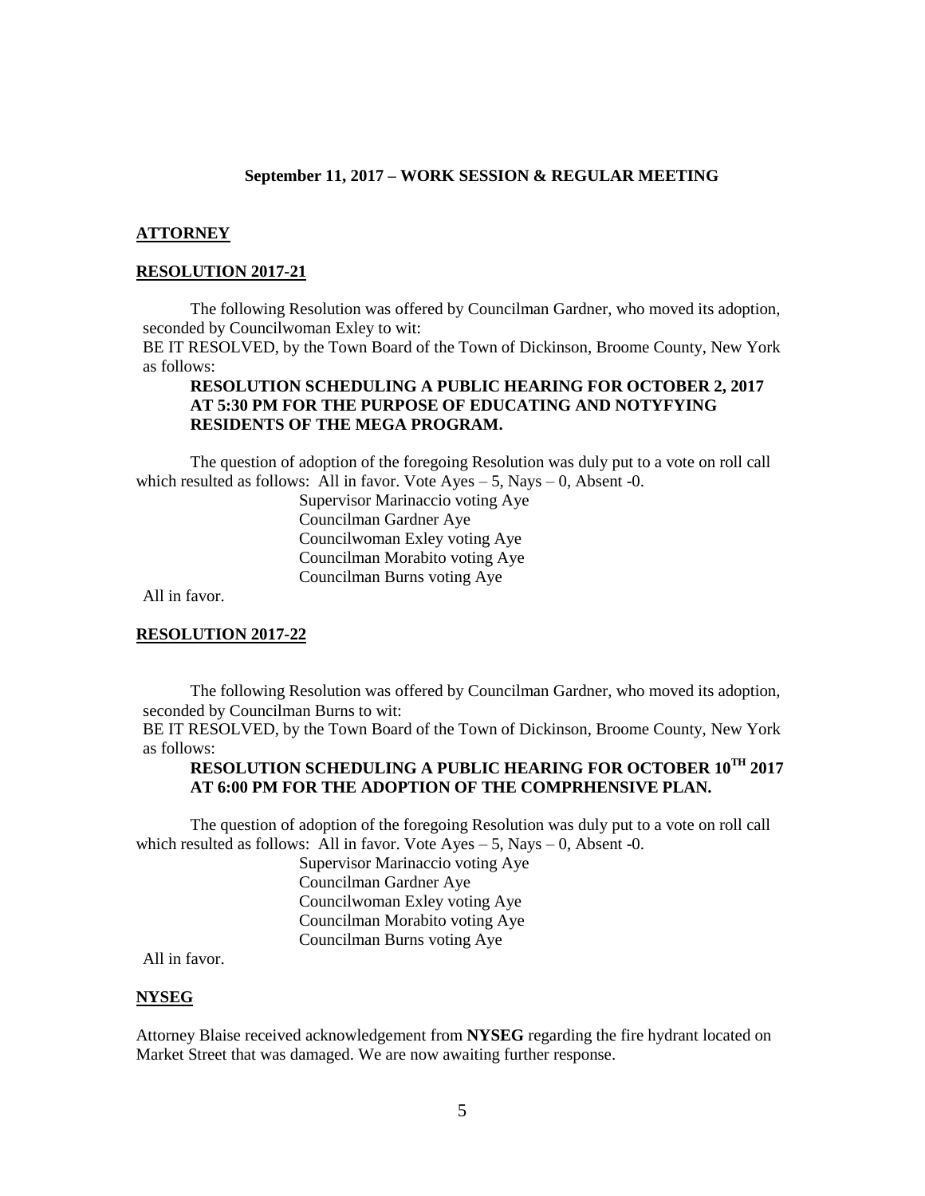**September 11, 2017 – WORK SESSION & REGULAR MEETING**

## ATTORNEY

### RESOLUTION 2017-21

The following Resolution was offered by Councilman Gardner, who moved its adoption, seconded by Councilwoman Exley to wit:

BE IT RESOLVED, by the Town Board of the Town of Dickinson, Broome County, New York as follows:

**RESOLUTION SCHEDULING A PUBLIC HEARING FOR OCTOBER 2, 2017 AT 5:30 PM FOR THE PURPOSE OF EDUCATING AND NOTYFYING RESIDENTS OF THE MEGA PROGRAM.**

The question of adoption of the foregoing Resolution was duly put to a vote on roll call which resulted as follows: All in favor. Vote Ayes – 5, Nays – 0, Absent -0.

Supervisor Marinaccio voting Aye
Councilman Gardner Aye
Councilwoman Exley voting Aye
Councilman Morabito voting Aye
Councilman Burns voting Aye

All in favor.

### RESOLUTION 2017-22

The following Resolution was offered by Councilman Gardner, who moved its adoption, seconded by Councilman Burns to wit:

BE IT RESOLVED, by the Town Board of the Town of Dickinson, Broome County, New York as follows:

**RESOLUTION SCHEDULING A PUBLIC HEARING FOR OCTOBER 10TH 2017 AT 6:00 PM FOR THE ADOPTION OF THE COMPRHENSIVE PLAN.**

The question of adoption of the foregoing Resolution was duly put to a vote on roll call which resulted as follows: All in favor. Vote Ayes – 5, Nays – 0, Absent -0.

Supervisor Marinaccio voting Aye
Councilman Gardner Aye
Councilwoman Exley voting Aye
Councilman Morabito voting Aye
Councilman Burns voting Aye

All in favor.

## NYSEG

Attorney Blaise received acknowledgement from **NYSEG** regarding the fire hydrant located on Market Street that was damaged. We are now awaiting further response.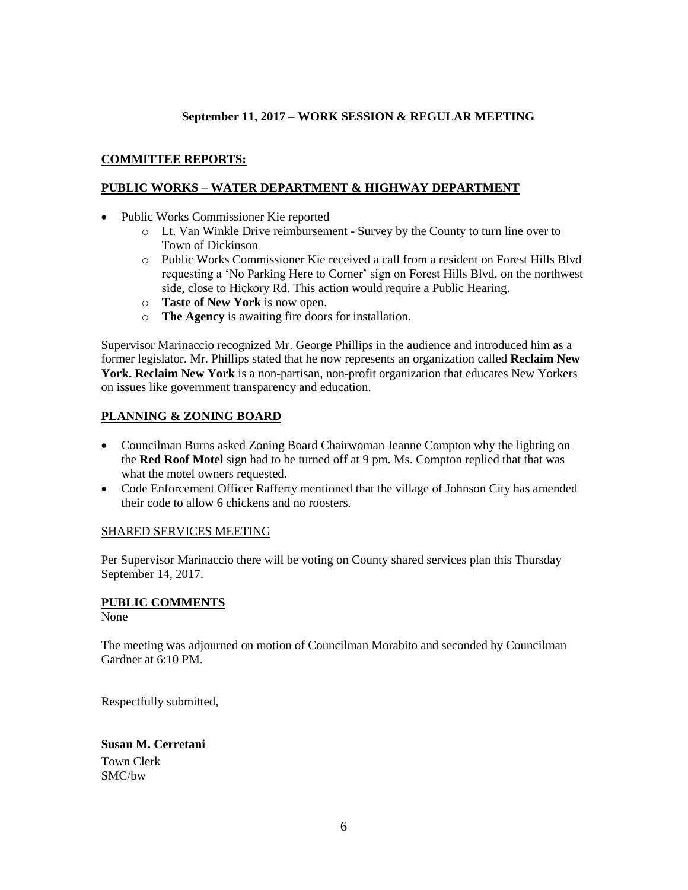**September 11, 2017 – WORK SESSION & REGULAR MEETING**

## COMMITTEE REPORTS:

## PUBLIC WORKS – WATER DEPARTMENT & HIGHWAY DEPARTMENT

- Public Works Commissioner Kie reported
  - Lt. Van Winkle Drive reimbursement - Survey by the County to turn line over to Town of Dickinson
  - Public Works Commissioner Kie received a call from a resident on Forest Hills Blvd requesting a 'No Parking Here to Corner' sign on Forest Hills Blvd. on the northwest side, close to Hickory Rd. This action would require a Public Hearing.
  - **Taste of New York** is now open.
  - **The Agency** is awaiting fire doors for installation.

Supervisor Marinaccio recognized Mr. George Phillips in the audience and introduced him as a former legislator. Mr. Phillips stated that he now represents an organization called **Reclaim New York. Reclaim New York** is a non-partisan, non-profit organization that educates New Yorkers on issues like government transparency and education.

## PLANNING & ZONING BOARD

- Councilman Burns asked Zoning Board Chairwoman Jeanne Compton why the lighting on the **Red Roof Motel** sign had to be turned off at 9 pm. Ms. Compton replied that that was what the motel owners requested.
- Code Enforcement Officer Rafferty mentioned that the village of Johnson City has amended their code to allow 6 chickens and no roosters.

SHARED SERVICES MEETING

Per Supervisor Marinaccio there will be voting on County shared services plan this Thursday September 14, 2017.

**PUBLIC COMMENTS**

None

The meeting was adjourned on motion of Councilman Morabito and seconded by Councilman Gardner at 6:10 PM.

Respectfully submitted,

**Susan M. Cerretani**

Town Clerk

SMC/bw